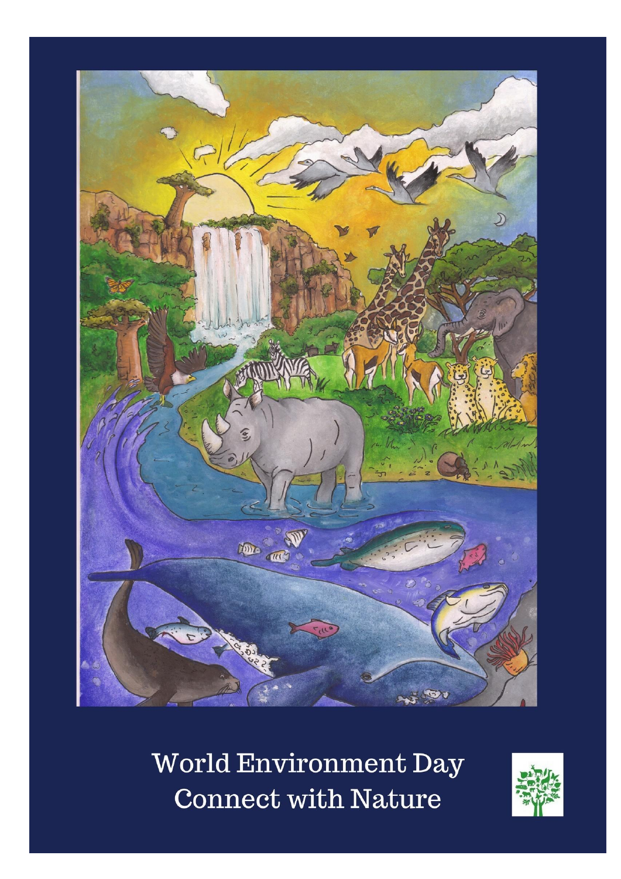# World Environment Day
## Connect with Nature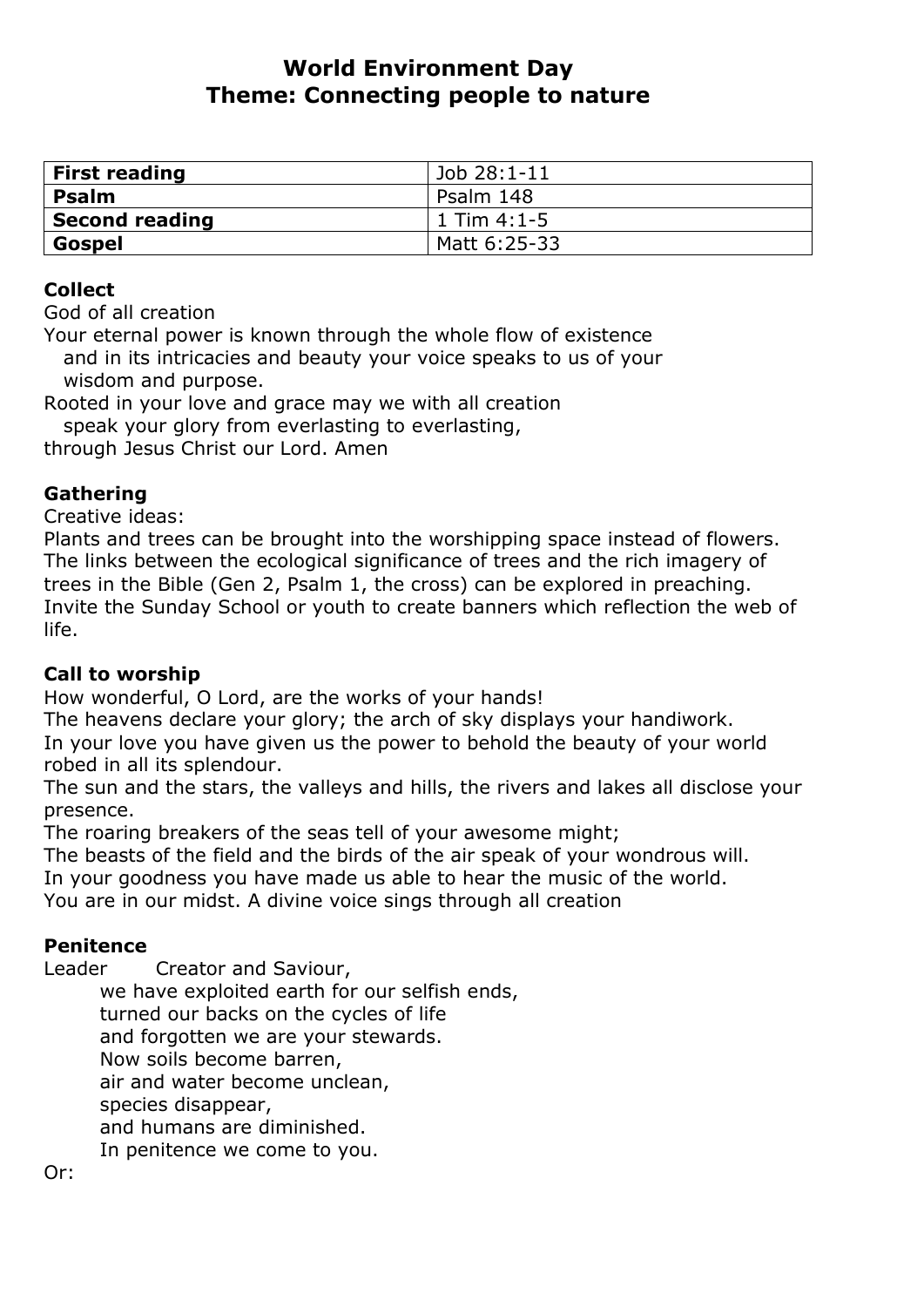# World Environment Day
# Theme: Connecting people to nature

| **First reading** | Job 28:1-11 |
|---|---|
| **Psalm** | Psalm 148 |
| **Second reading** | 1 Tim 4:1-5 |
| **Gospel** | Matt 6:25-33 |

**Collect**

God of all creation
Your eternal power is known through the whole flow of existence
and in its intricacies and beauty your voice speaks to us of your
wisdom and purpose.
Rooted in your love and grace may we with all creation
speak your glory from everlasting to everlasting,
through Jesus Christ our Lord. Amen

**Gathering**

Creative ideas:
Plants and trees can be brought into the worshipping space instead of flowers.
The links between the ecological significance of trees and the rich imagery of trees in the Bible (Gen 2, Psalm 1, the cross) can be explored in preaching.
Invite the Sunday School or youth to create banners which reflection the web of life.

**Call to worship**

How wonderful, O Lord, are the works of your hands!
The heavens declare your glory; the arch of sky displays your handiwork.
In your love you have given us the power to behold the beauty of your world robed in all its splendour.
The sun and the stars, the valleys and hills, the rivers and lakes all disclose your presence.
The roaring breakers of the seas tell of your awesome might;
The beasts of the field and the birds of the air speak of your wondrous will.
In your goodness you have made us able to hear the music of the world.
You are in our midst. A divine voice sings through all creation

**Penitence**

Leader Creator and Saviour,
we have exploited earth for our selfish ends,
turned our backs on the cycles of life
and forgotten we are your stewards.
Now soils become barren,
air and water become unclean,
species disappear,
and humans are diminished.
In penitence we come to you.

Or: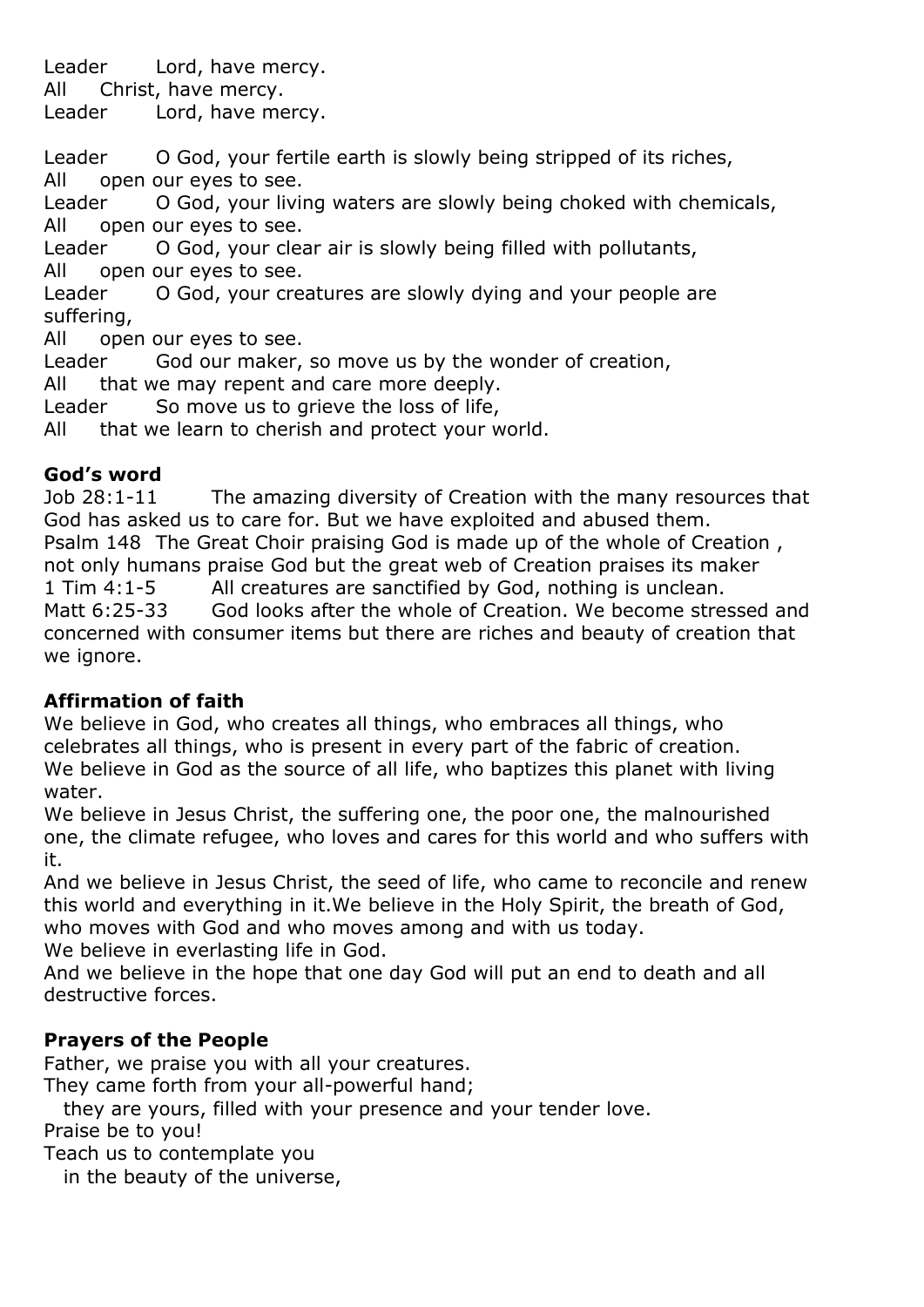Leader  Lord, have mercy.
All  Christ, have mercy.
Leader  Lord, have mercy.

Leader  O God, your fertile earth is slowly being stripped of its riches,
All  open our eyes to see.
Leader  O God, your living waters are slowly being choked with chemicals,
All  open our eyes to see.
Leader  O God, your clear air is slowly being filled with pollutants,
All  open our eyes to see.
Leader  O God, your creatures are slowly dying and your people are suffering,
All  open our eyes to see.
Leader  God our maker, so move us by the wonder of creation,
All  that we may repent and care more deeply.
Leader  So move us to grieve the loss of life,
All  that we learn to cherish and protect your world.

**God's word**

Job 28:1-11  The amazing diversity of Creation with the many resources that God has asked us to care for. But we have exploited and abused them.
Psalm 148  The Great Choir praising God is made up of the whole of Creation , not only humans praise God but the great web of Creation praises its maker
1 Tim 4:1-5  All creatures are sanctified by God, nothing is unclean.
Matt 6:25-33  God looks after the whole of Creation. We become stressed and concerned with consumer items but there are riches and beauty of creation that we ignore.

**Affirmation of faith**

We believe in God, who creates all things, who embraces all things, who celebrates all things, who is present in every part of the fabric of creation.
We believe in God as the source of all life, who baptizes this planet with living water.
We believe in Jesus Christ, the suffering one, the poor one, the malnourished one, the climate refugee, who loves and cares for this world and who suffers with it.
And we believe in Jesus Christ, the seed of life, who came to reconcile and renew this world and everything in it.We believe in the Holy Spirit, the breath of God, who moves with God and who moves among and with us today.
We believe in everlasting life in God.
And we believe in the hope that one day God will put an end to death and all destructive forces.

**Prayers of the People**

Father, we praise you with all your creatures.
They came forth from your all-powerful hand;
  they are yours, filled with your presence and your tender love.
Praise be to you!
Teach us to contemplate you
  in the beauty of the universe,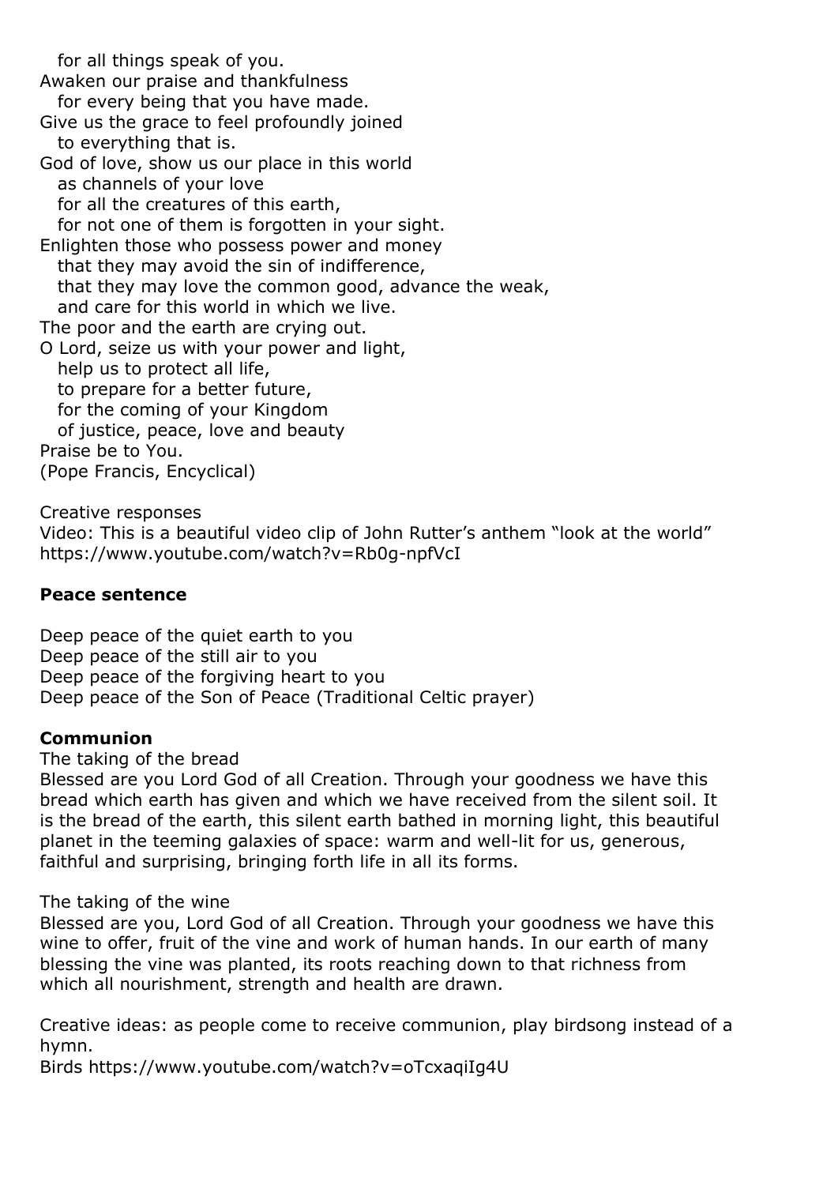for all things speak of you.
Awaken our praise and thankfulness
for every being that you have made.
Give us the grace to feel profoundly joined
to everything that is.
God of love, show us our place in this world
as channels of your love
for all the creatures of this earth,
for not one of them is forgotten in your sight.
Enlighten those who possess power and money
that they may avoid the sin of indifference,
that they may love the common good, advance the weak,
and care for this world in which we live.
The poor and the earth are crying out.
O Lord, seize us with your power and light,
help us to protect all life,
to prepare for a better future,
for the coming of your Kingdom
of justice, peace, love and beauty
Praise be to You.
(Pope Francis, Encyclical)

Creative responses
Video: This is a beautiful video clip of John Rutter's anthem "look at the world"
https://www.youtube.com/watch?v=Rb0g-npfVcI

**Peace sentence**

Deep peace of the quiet earth to you
Deep peace of the still air to you
Deep peace of the forgiving heart to you
Deep peace of the Son of Peace (Traditional Celtic prayer)

**Communion**

The taking of the bread
Blessed are you Lord God of all Creation. Through your goodness we have this bread which earth has given and which we have received from the silent soil. It is the bread of the earth, this silent earth bathed in morning light, this beautiful planet in the teeming galaxies of space: warm and well-lit for us, generous, faithful and surprising, bringing forth life in all its forms.

The taking of the wine
Blessed are you, Lord God of all Creation. Through your goodness we have this wine to offer, fruit of the vine and work of human hands. In our earth of many blessing the vine was planted, its roots reaching down to that richness from which all nourishment, strength and health are drawn.

Creative ideas: as people come to receive communion, play birdsong instead of a hymn.
Birds https://www.youtube.com/watch?v=oTcxaqiIg4U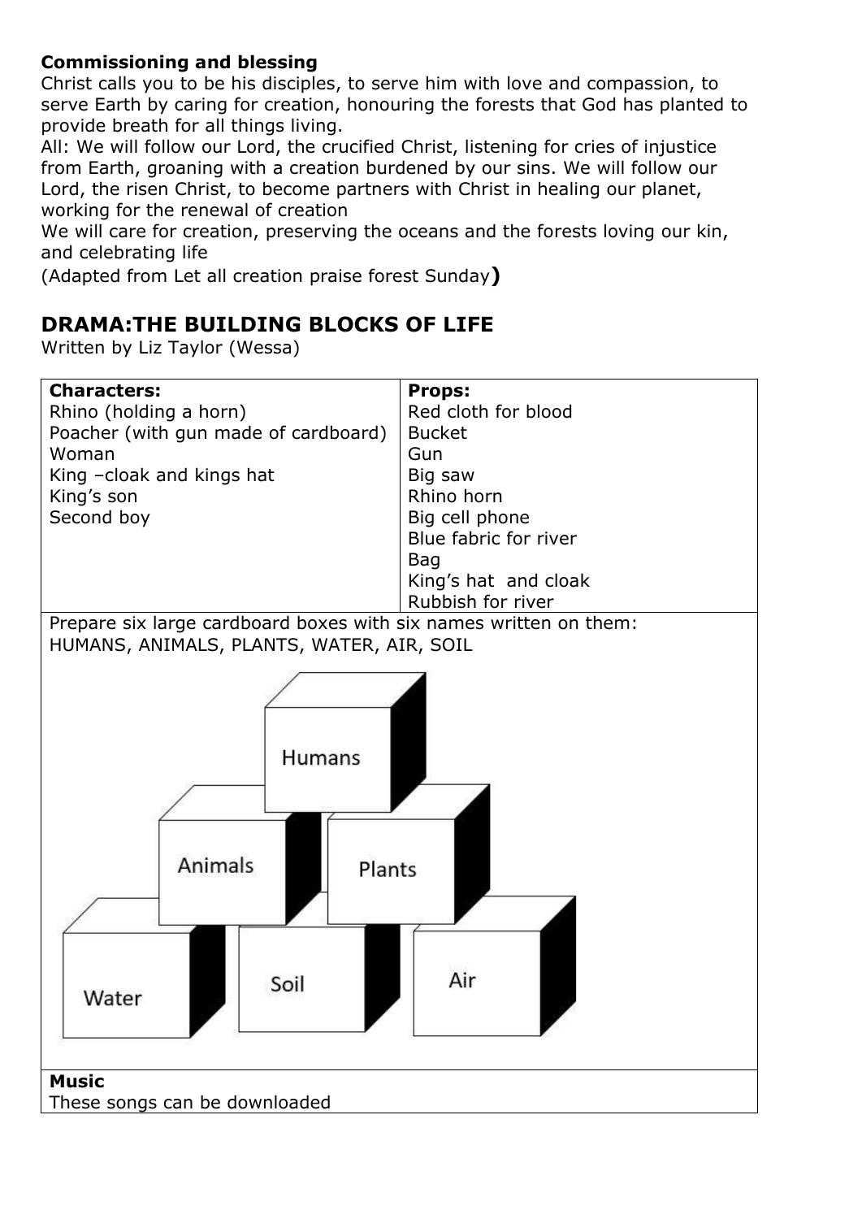**Commissioning and blessing**

Christ calls you to be his disciples, to serve him with love and compassion, to serve Earth by caring for creation, honouring the forests that God has planted to provide breath for all things living.

All: We will follow our Lord, the crucified Christ, listening for cries of injustice from Earth, groaning with a creation burdened by our sins. We will follow our Lord, the risen Christ, to become partners with Christ in healing our planet, working for the renewal of creation

We will care for creation, preserving the oceans and the forests loving our kin, and celebrating life

(Adapted from Let all creation praise forest Sunday**)**

## DRAMA:THE BUILDING BLOCKS OF LIFE

Written by Liz Taylor (Wessa)

| **Characters:** | **Props:** |
|---|---|
| Rhino (holding a horn) | Red cloth for blood |
| Poacher (with gun made of cardboard) | Bucket |
| Woman | Gun |
| King –cloak and kings hat | Big saw |
| King's son | Rhino horn |
| Second boy | Big cell phone |
| | Blue fabric for river |
| | Bag |
| | King's hat and cloak |
| | Rubbish for river |

Prepare six large cardboard boxes with six names written on them:
HUMANS, ANIMALS, PLANTS, WATER, AIR, SOIL

Humans

Animals Plants

Water Soil Air

**Music**

These songs can be downloaded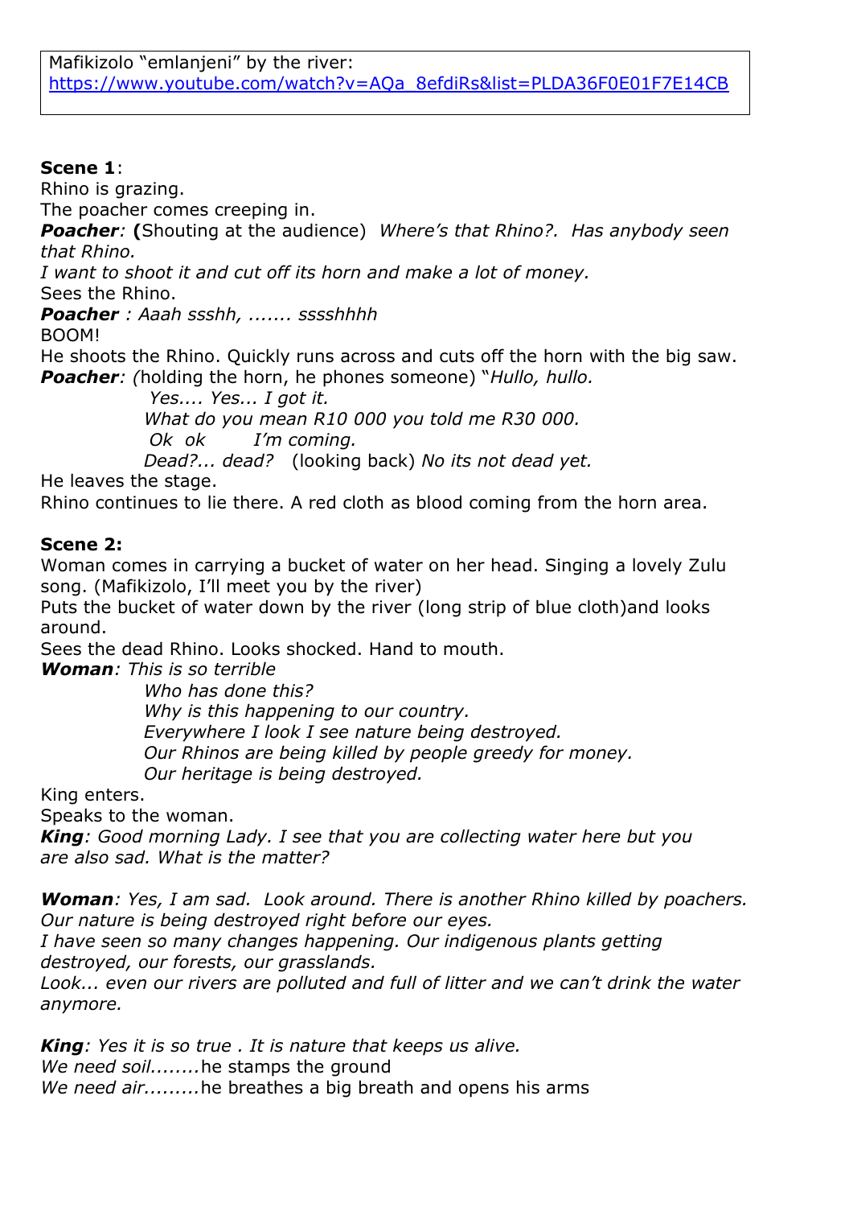Mafikizolo "emlanjeni" by the river: [https://www.youtube.com/watch?v=AQa_8efdiRs&list=PLDA36F0E01F7E14CB](https://www.youtube.com/watch?v=AQa_8efdiRs&list=PLDA36F0E01F7E14CB)

**Scene 1**:
Rhino is grazing.
The poacher comes creeping in.
***Poacher**: **(**Shouting at the audience) *Where's that Rhino?. Has anybody seen that Rhino.*
*I want to shoot it and cut off its horn and make a lot of money.*
Sees the Rhino.
***Poacher** : Aaah ssshh, ....... sssshhhh*
BOOM!
He shoots the Rhino. Quickly runs across and cuts off the horn with the big saw.
***Poacher**: (*holding the horn, he phones someone) "*Hullo, hullo.*
*Yes.... Yes... I got it.*
*What do you mean R10 000 you told me R30 000.*
*Ok ok I'm coming.*
*Dead?... dead?* (looking back) *No its not dead yet.*
He leaves the stage.
Rhino continues to lie there. A red cloth as blood coming from the horn area.

**Scene 2:**
Woman comes in carrying a bucket of water on her head. Singing a lovely Zulu song. (Mafikizolo, I'll meet you by the river)
Puts the bucket of water down by the river (long strip of blue cloth)and looks around.
Sees the dead Rhino. Looks shocked. Hand to mouth.
***Woman**: This is so terrible*
*Who has done this?*
*Why is this happening to our country.*
*Everywhere I look I see nature being destroyed.*
*Our Rhinos are being killed by people greedy for money.*
*Our heritage is being destroyed.*
King enters.
Speaks to the woman.
***King**: Good morning Lady. I see that you are collecting water here but you are also sad. What is the matter?*

***Woman**: Yes, I am sad. Look around. There is another Rhino killed by poachers. Our nature is being destroyed right before our eyes.*
*I have seen so many changes happening. Our indigenous plants getting destroyed, our forests, our grasslands.*
*Look... even our rivers are polluted and full of litter and we can't drink the water anymore.*

***King**: Yes it is so true . It is nature that keeps us alive.*
*We need soil........*he stamps the ground
*We need air.........*he breathes a big breath and opens his arms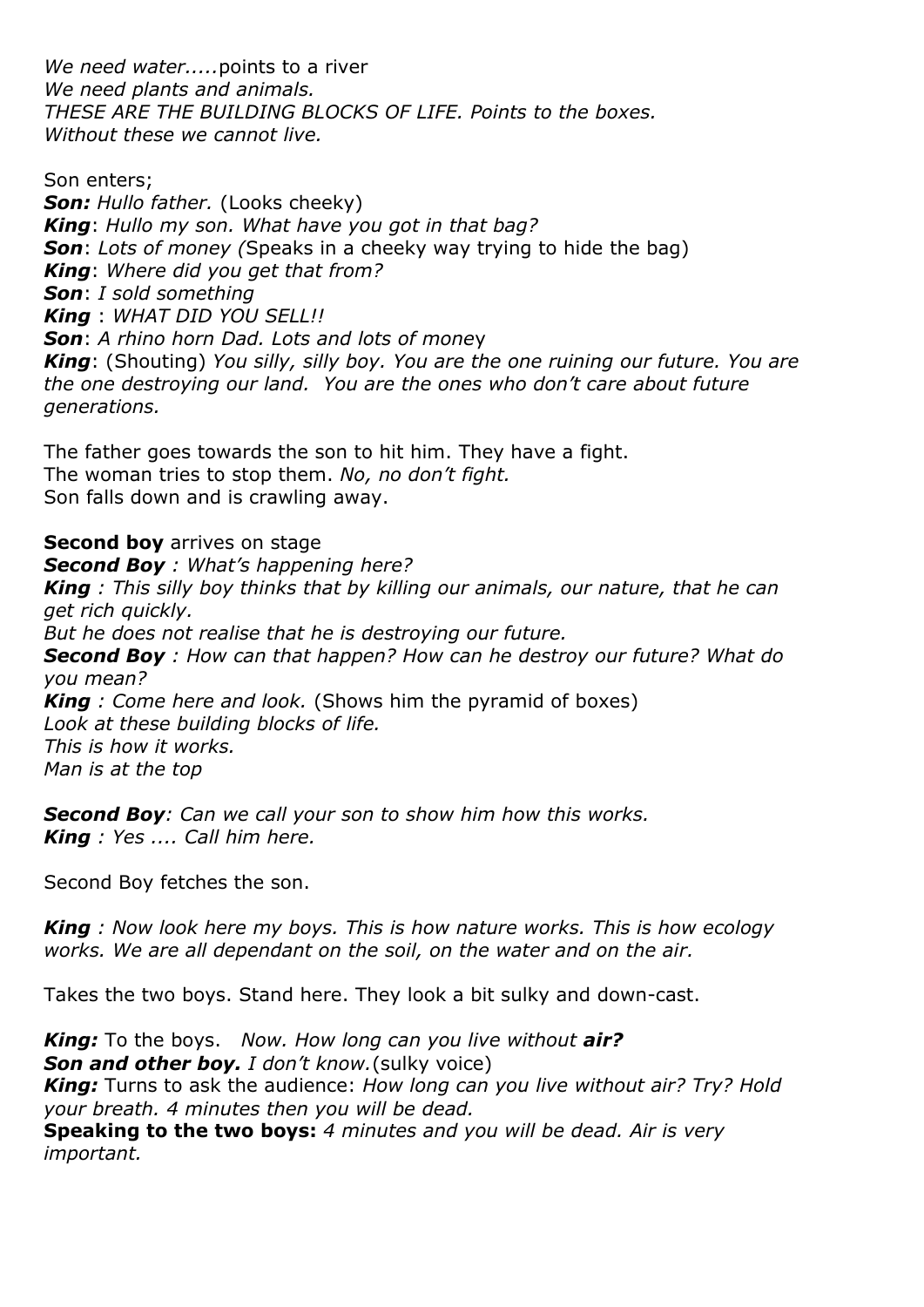*We need water.....*points to a river
*We need plants and animals.*
*THESE ARE THE BUILDING BLOCKS OF LIFE. Points to the boxes.*
*Without these we cannot live.*

Son enters;
***Son:*** *Hullo father.* (Looks cheeky)
***King***: *Hullo my son. What have you got in that bag?*
***Son***: *Lots of money (*Speaks in a cheeky way trying to hide the bag)
***King***: *Where did you get that from?*
***Son***: *I sold something*
***King*** : *WHAT DID YOU SELL!!*
***Son***: *A rhino horn Dad. Lots and lots of mone*y
***King***: (Shouting) *You silly, silly boy. You are the one ruining our future. You are the one destroying our land. You are the ones who don't care about future generations.*

The father goes towards the son to hit him. They have a fight.
The woman tries to stop them. *No, no don't fight.*
Son falls down and is crawling away.

**Second boy** arrives on stage
***Second Boy*** *: What's happening here?*
***King*** *: This silly boy thinks that by killing our animals, our nature, that he can get rich quickly.*
*But he does not realise that he is destroying our future.*
***Second Boy*** *: How can that happen? How can he destroy our future? What do you mean?*
***King*** *: Come here and look.* (Shows him the pyramid of boxes)
*Look at these building blocks of life.*
*This is how it works.*
*Man is at the top*

***Second Boy****: Can we call your son to show him how this works.*
***King*** *: Yes .... Call him here.*

Second Boy fetches the son.

***King*** *: Now look here my boys. This is how nature works. This is how ecology works. We are all dependant on the soil, on the water and on the air.*

Takes the two boys. Stand here. They look a bit sulky and down-cast.

***King:*** To the boys. *Now. How long can you live without **air?***
***Son and other boy.*** *I don't know.*(sulky voice)
***King:*** Turns to ask the audience: *How long can you live without air? Try? Hold your breath. 4 minutes then you will be dead.*
**Speaking to the two boys:** *4 minutes and you will be dead. Air is very important.*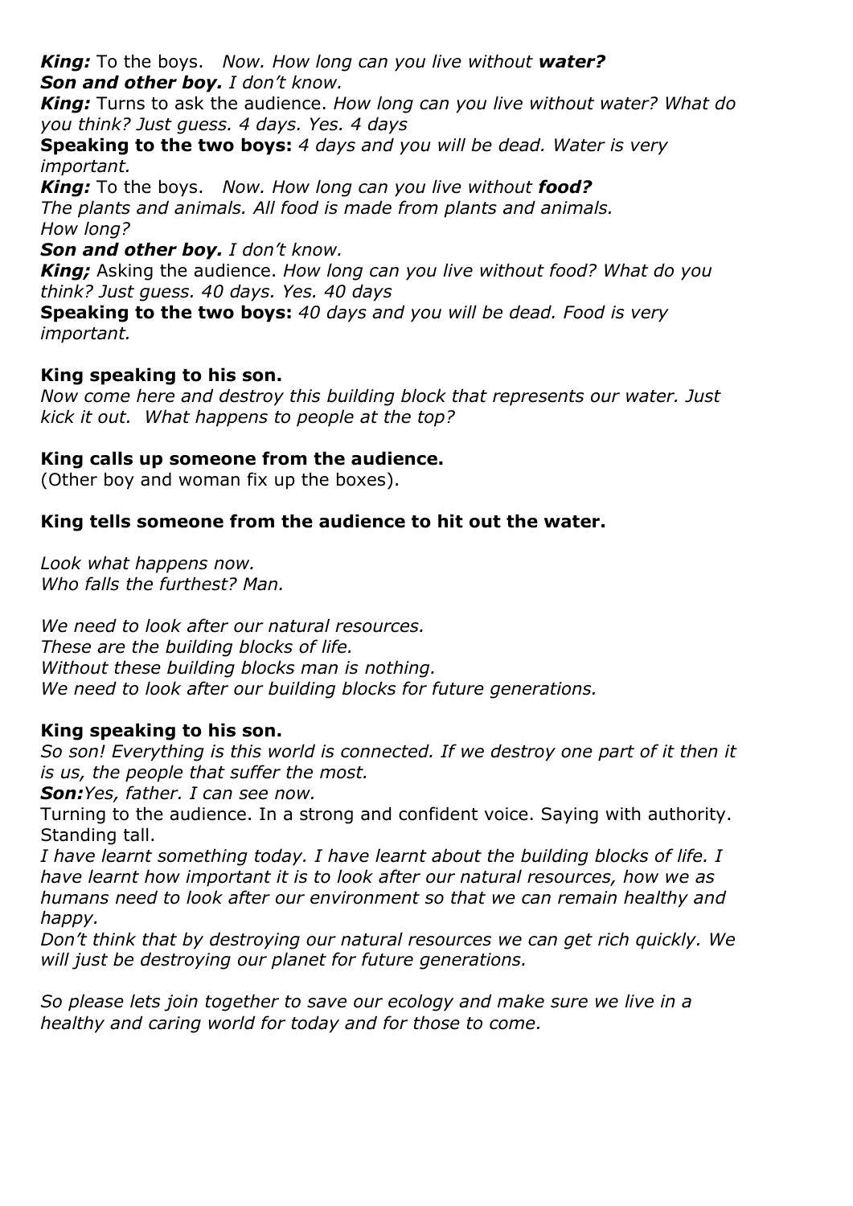***King:*** To the boys. *Now. How long can you live without **water?***
***Son and other boy.*** *I don't know.*
***King:*** Turns to ask the audience. *How long can you live without water? What do you think? Just guess. 4 days. Yes. 4 days*
**Speaking to the two boys:** *4 days and you will be dead. Water is very important.*
***King:*** To the boys. *Now. How long can you live without **food?***
*The plants and animals. All food is made from plants and animals.*
*How long?*
***Son and other boy.*** *I don't know.*
***King;*** Asking the audience. *How long can you live without food? What do you think? Just guess. 40 days. Yes. 40 days*
**Speaking to the two boys:** *40 days and you will be dead. Food is very important.*

**King speaking to his son.**
*Now come here and destroy this building block that represents our water. Just kick it out. What happens to people at the top?*

**King calls up someone from the audience.**
(Other boy and woman fix up the boxes).

**King tells someone from the audience to hit out the water.**

*Look what happens now.*
*Who falls the furthest? Man.*

*We need to look after our natural resources.*
*These are the building blocks of life.*
*Without these building blocks man is nothing.*
*We need to look after our building blocks for future generations.*

**King speaking to his son.**
*So son! Everything is this world is connected. If we destroy one part of it then it is us, the people that suffer the most.*
***Son:****Yes, father. I can see now.*
Turning to the audience. In a strong and confident voice. Saying with authority. Standing tall.
*I have learnt something today. I have learnt about the building blocks of life. I have learnt how important it is to look after our natural resources, how we as humans need to look after our environment so that we can remain healthy and happy.*
*Don't think that by destroying our natural resources we can get rich quickly. We will just be destroying our planet for future generations.*

*So please lets join together to save our ecology and make sure we live in a healthy and caring world for today and for those to come.*